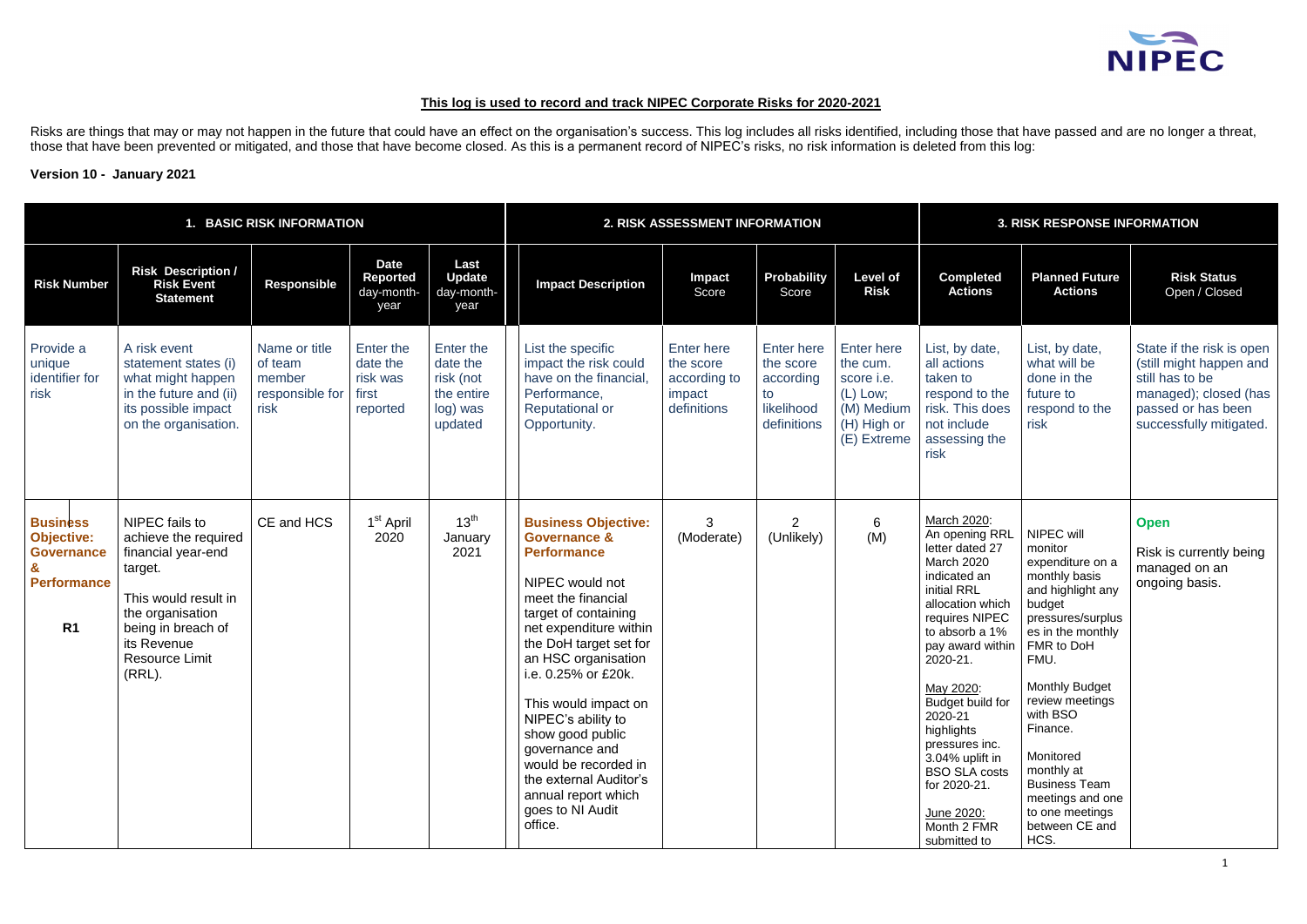**This log is used to record and track NIPEC Corporate Risks for 2020-2021**

Risks are things that may or may not happen in the future that could have an effect on the organisation's success. This log includes all risks identified, including those that have passed and are no longer a threat, those that have been prevented or mitigated, and those that have become closed. As this is a permanent record of NIPEC's risks, no risk information is deleted from this log:

**Version 10 - January 2021**

| 1. BASIC RISK INFORMATION | | | | | 2. RISK ASSESSMENT INFORMATION | | | | 3. RISK RESPONSE INFORMATION | | |
|---|---|---|---|---|---|---|---|---|---|---|---|
| **Risk Number** | **Risk Description / Risk Event Statement** | **Responsible** | **Date Reported** day-month-year | **Last Update** day-month-year | **Impact Description** | **Impact** Score | **Probability** Score | **Level of Risk** | **Completed Actions** | **Planned Future Actions** | **Risk Status** Open / Closed |
| Provide a unique identifier for risk | A risk event statement states (i) what might happen in the future and (ii) its possible impact on the organisation. | Name or title of team member responsible for risk | Enter the date the risk was first reported | Enter the date the risk (not the entire log) was updated | List the specific impact the risk could have on the financial, Performance, Reputational or Opportunity. | Enter here the score according to impact definitions | Enter here the score according to likelihood definitions | Enter here the cum. score i.e. (L) Low; (M) Medium (H) High or (E) Extreme | List, by date, all actions taken to respond to the risk. This does not include assessing the risk | List, by date, what will be done in the future to respond to the risk | State if the risk is open (still might happen and still has to be managed); closed (has passed or has been successfully mitigated. |
| **Business Objective: Governance & Performance** <br><br> **R1** | NIPEC fails to achieve the required financial year-end target. <br><br> This would result in the organisation being in breach of its Revenue Resource Limit (RRL). | CE and HCS | 1st April 2020 | 13th January 2021 | **Business Objective: Governance & Performance** <br><br> NIPEC would not meet the financial target of containing net expenditure within the DoH target set for an HSC organisation i.e. 0.25% or £20k. <br><br> This would impact on NIPEC's ability to show good public governance and would be recorded in the external Auditor's annual report which goes to NI Audit office. | 3 (Moderate) | 2 (Unlikely) | 6 (M) | March 2020: An opening RRL letter dated 27 March 2020 indicated an initial RRL allocation which requires NIPEC to absorb a 1% pay award within 2020-21. <br><br> May 2020: Budget build for 2020-21 highlights pressures inc. 3.04% uplift in BSO SLA costs for 2020-21. <br><br> June 2020: Month 2 FMR submitted to | NIPEC will monitor expenditure on a monthly basis and highlight any budget pressures/surpluses in the monthly FMR to DoH FMU. <br><br> Monthly Budget review meetings with BSO Finance. <br><br> Monitored monthly at Business Team meetings and one to one meetings between CE and HCS. | **Open** <br><br> Risk is currently being managed on an ongoing basis. |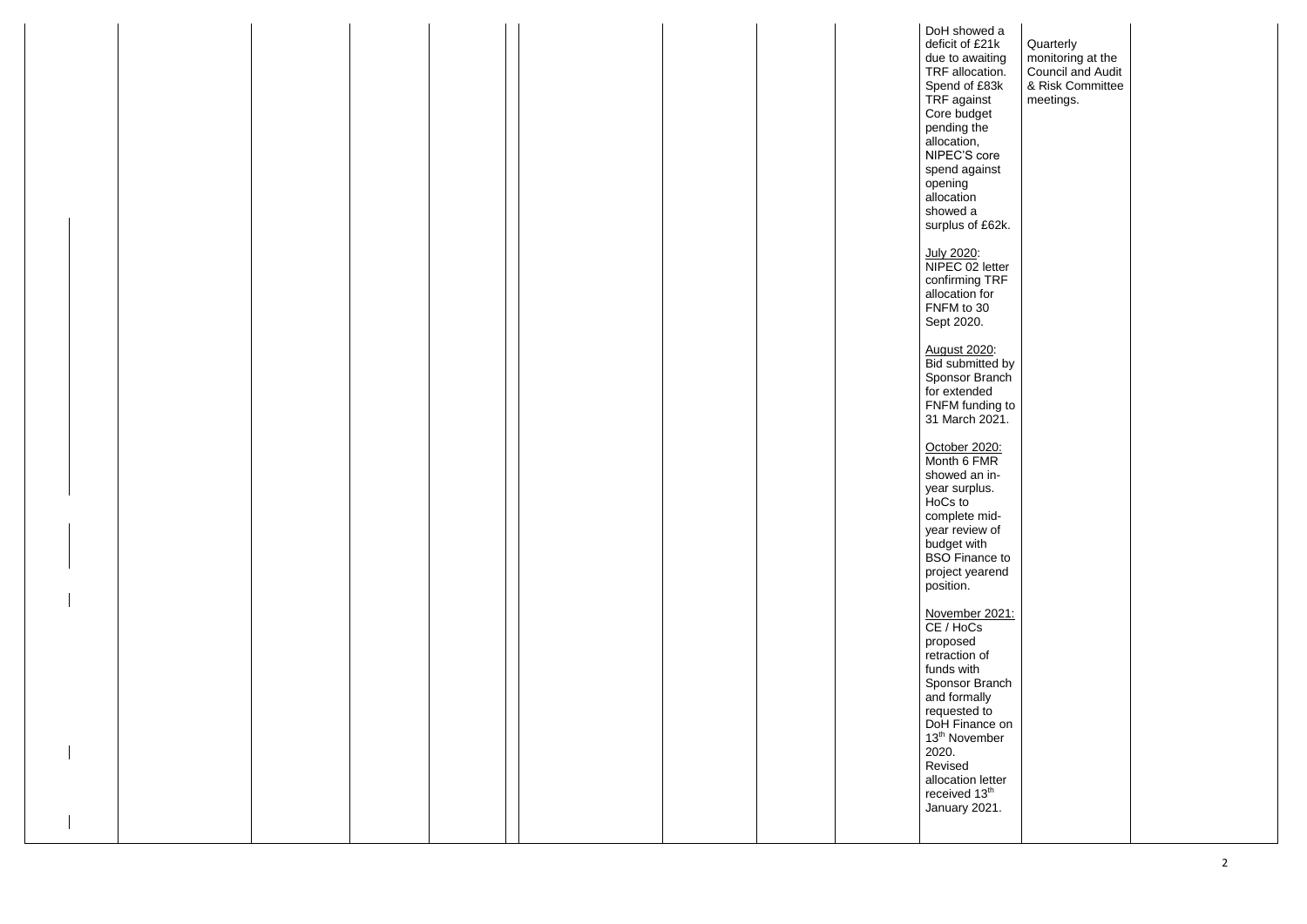| | | | | | | | | | | | | |
|---|---|---|---|---|---|---|---|---|---|---|---|---|
| | | | | | | | | | | DoH showed a deficit of £21k due to awaiting TRF allocation. Spend of £83k TRF against Core budget pending the allocation, NIPEC'S core spend against opening allocation showed a surplus of £62k.<br><br><u>July 2020</u>: NIPEC 02 letter confirming TRF allocation for FNFM to 30 Sept 2020.<br><br><u>August 2020</u>: Bid submitted by Sponsor Branch for extended FNFM funding to 31 March 2021.<br><br><u>October 2020:</u> Month 6 FMR showed an in-year surplus. HoCs to complete mid-year review of budget with BSO Finance to project yearend position.<br><br><u>November 2021:</u> CE / HoCs proposed retraction of funds with Sponsor Branch and formally requested to DoH Finance on 13th November 2020. Revised allocation letter received 13th January 2021. | Quarterly monitoring at the Council and Audit & Risk Committee meetings. | |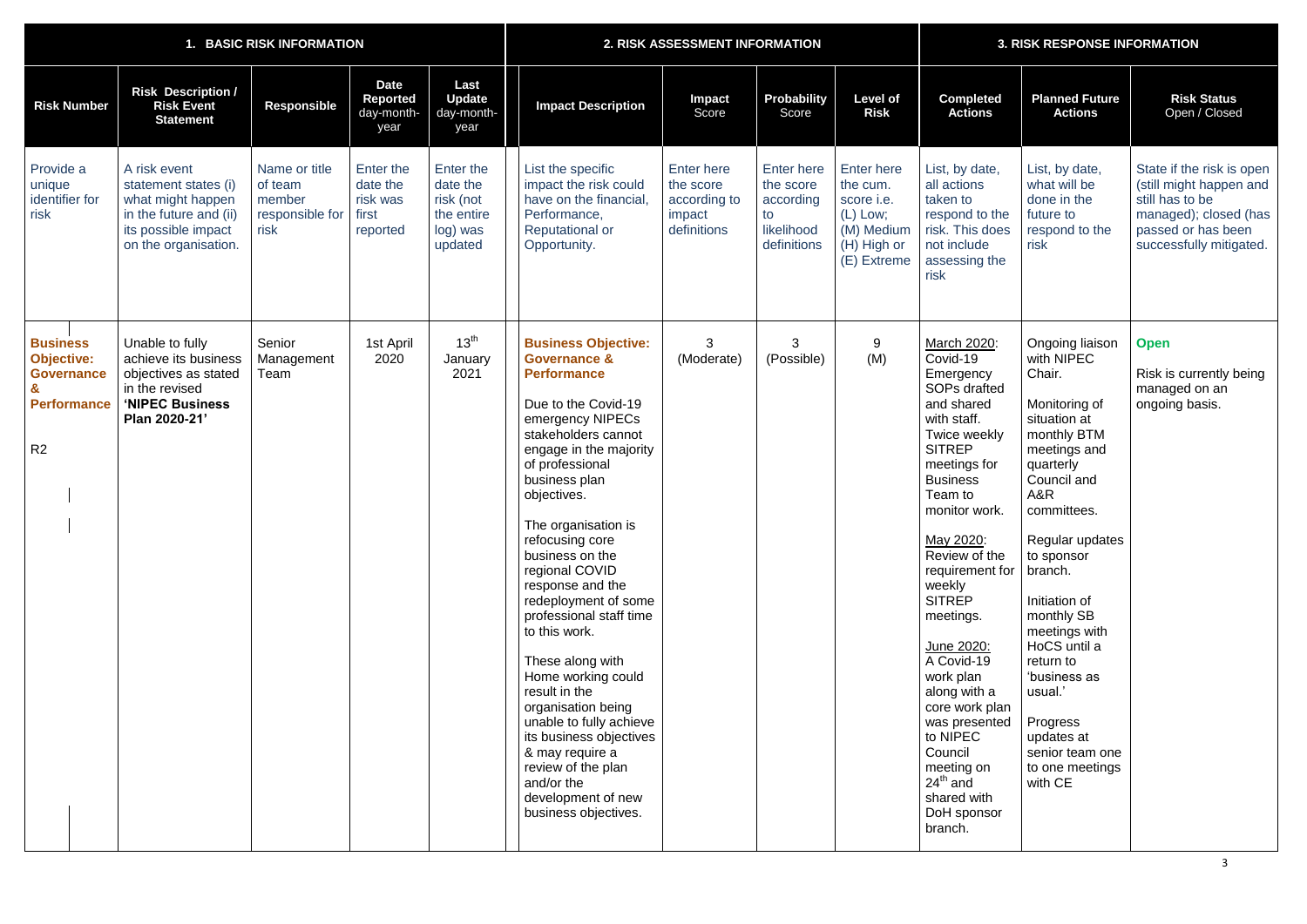| 1. BASIC RISK INFORMATION | | | | | 2. RISK ASSESSMENT INFORMATION | | | | 3. RISK RESPONSE INFORMATION | | |
|---|---|---|---|---|---|---|---|---|---|---|---|
| **Risk Number** | **Risk Description / Risk Event Statement** | **Responsible** | **Date Reported** day-month-year | **Last Update** day-month-year | **Impact Description** | **Impact** Score | **Probability** Score | **Level of Risk** | **Completed Actions** | **Planned Future Actions** | **Risk Status** Open / Closed |
| Provide a unique identifier for risk | A risk event statement states (i) what might happen in the future and (ii) its possible impact on the organisation. | Name or title of team member responsible for risk | Enter the date the risk was first reported | Enter the date the risk (not the entire log) was updated | List the specific impact the risk could have on the financial, Performance, Reputational or Opportunity. | Enter here the score according to impact definitions | Enter here the score according to likelihood definitions | Enter here the cum. score i.e. (L) Low; (M) Medium (H) High or (E) Extreme | List, by date, all actions taken to respond to the risk. This does not include assessing the risk | List, by date, what will be done in the future to respond to the risk | State if the risk is open (still might happen and still has to be managed); closed (has passed or has been successfully mitigated. |
| **Business Objective: Governance & Performance**<br><br>R2 | Unable to fully achieve its business objectives as stated in the revised **'NIPEC Business Plan 2020-21'** | Senior Management Team | 1st April 2020 | 13th January 2021 | **Business Objective: Governance & Performance**<br><br>Due to the Covid-19 emergency NIPECs stakeholders cannot engage in the majority of professional business plan objectives.<br><br>The organisation is refocusing core business on the regional COVID response and the redeployment of some professional staff time to this work.<br><br>These along with Home working could result in the organisation being unable to fully achieve its business objectives & may require a review of the plan and/or the development of new business objectives. | 3 (Moderate) | 3 (Possible) | 9 (M) | March 2020: Covid-19 Emergency SOPs drafted and shared with staff. Twice weekly SITREP meetings for Business Team to monitor work.<br><br>May 2020: Review of the requirement for weekly SITREP meetings.<br><br>June 2020: A Covid-19 work plan along with a core work plan was presented to NIPEC Council meeting on 24th and shared with DoH sponsor branch. | Ongoing liaison with NIPEC Chair.<br><br>Monitoring of situation at monthly BTM meetings and quarterly Council and A&R committees.<br><br>Regular updates to sponsor branch.<br><br>Initiation of monthly SB meetings with HoCS until a return to 'business as usual.'<br><br>Progress updates at senior team one to one meetings with CE | **Open**<br><br>Risk is currently being managed on an ongoing basis. |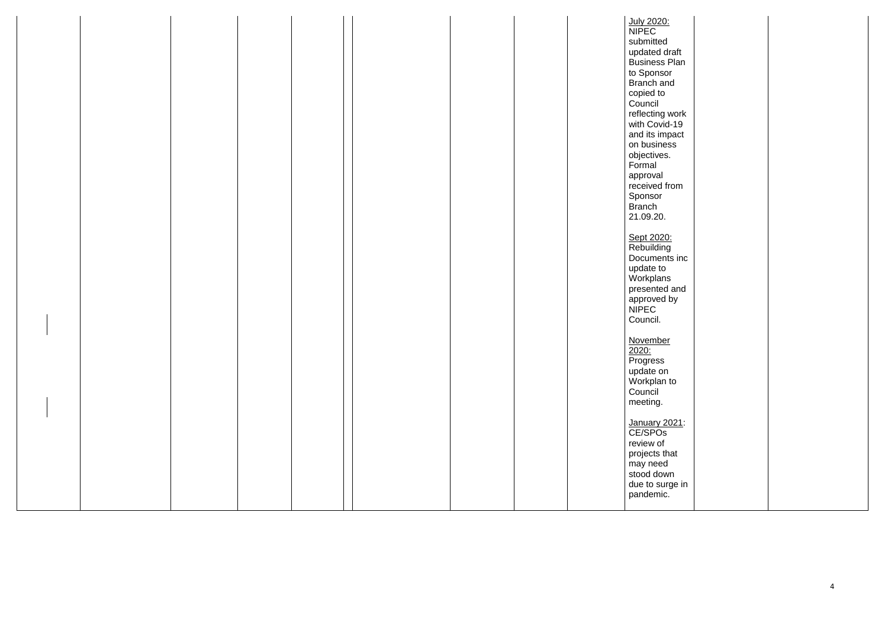|  |  |  |  |  |  |  |  |  |  |  |  |  |
|---|---|---|---|---|---|---|---|---|---|---|---|---|
|  |  |  |  |  |  |  |  |  |  | July 2020: NIPEC submitted updated draft Business Plan to Sponsor Branch and copied to Council reflecting work with Covid-19 and its impact on business objectives. Formal approval received from Sponsor Branch 21.09.20.<br><br>Sept 2020: Rebuilding Documents inc update to Workplans presented and approved by NIPEC Council.<br><br>November 2020: Progress update on Workplan to Council meeting.<br><br>January 2021: CE/SPOs review of projects that may need stood down due to surge in pandemic. |  |  |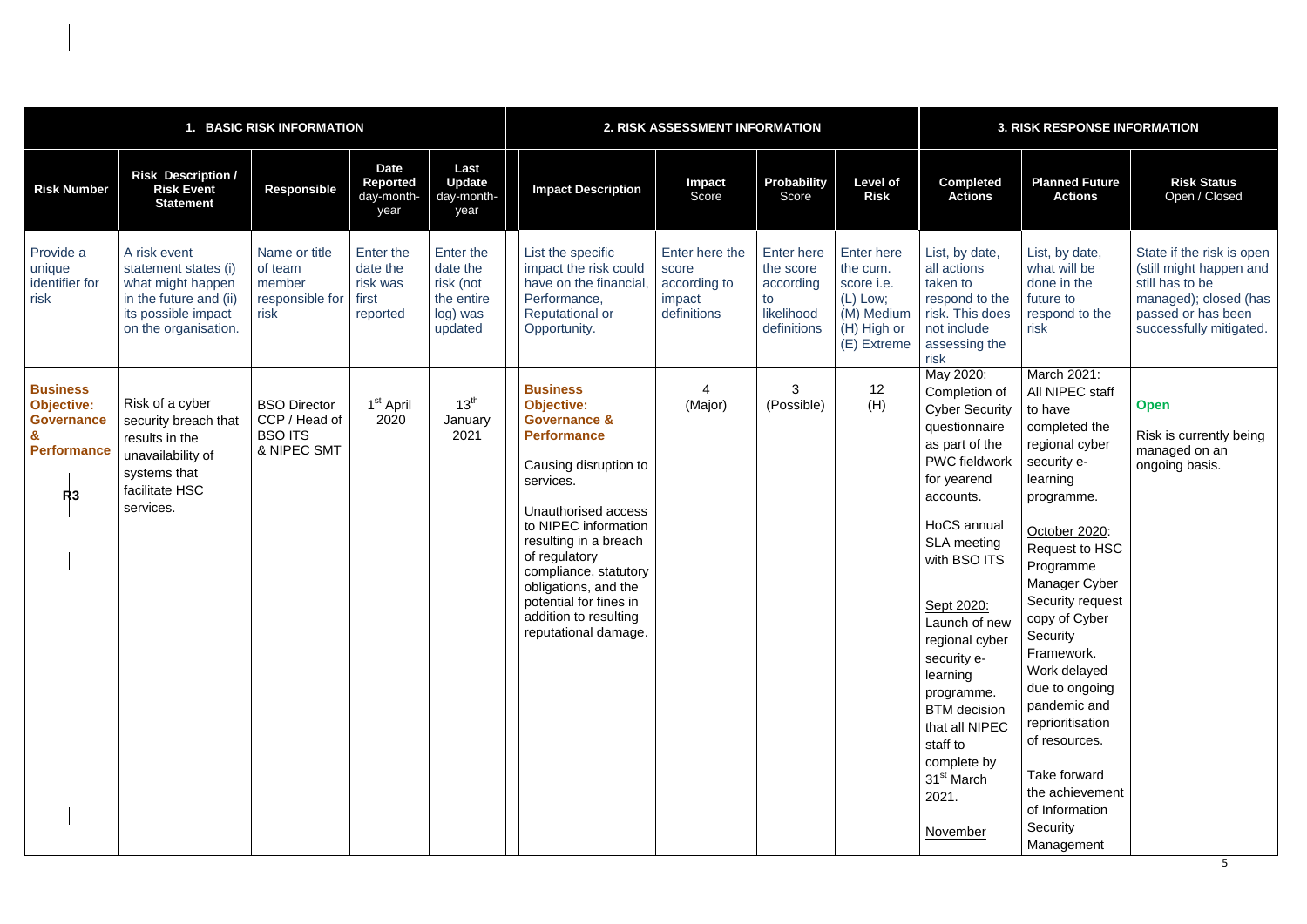| 1. BASIC RISK INFORMATION | | | | | 2. RISK ASSESSMENT INFORMATION | | | | 3. RISK RESPONSE INFORMATION | | |
|---|---|---|---|---|---|---|---|---|---|---|---|
| **Risk Number** | **Risk Description / Risk Event Statement** | **Responsible** | **Date Reported** day-month-year | **Last Update** day-month-year | **Impact Description** | **Impact** Score | **Probability** Score | **Level of Risk** | **Completed Actions** | **Planned Future Actions** | **Risk Status** Open / Closed |
| Provide a unique identifier for risk | A risk event statement states (i) what might happen in the future and (ii) its possible impact on the organisation. | Name or title of team member responsible for risk | Enter the date the risk was first reported | Enter the date the risk (not the entire log) was updated | List the specific impact the risk could have on the financial, Performance, Reputational or Opportunity. | Enter here the score according to impact definitions | Enter here the score according to likelihood definitions | Enter here the cum. score i.e. (L) Low; (M) Medium (H) High or (E) Extreme | List, by date, all actions taken to respond to the risk. This does not include assessing the risk | List, by date, what will be done in the future to respond to the risk | State if the risk is open (still might happen and still has to be managed); closed (has passed or has been successfully mitigated. |
| **Business Objective: Governance & Performance** R3 | Risk of a cyber security breach that results in the unavailability of systems that facilitate HSC services. | BSO Director CCP / Head of BSO ITS & NIPEC SMT | 1st April 2020 | 13th January 2021 | **Business Objective: Governance & Performance** Causing disruption to services. Unauthorised access to NIPEC information resulting in a breach of regulatory compliance, statutory obligations, and the potential for fines in addition to resulting reputational damage. | 4 (Major) | 3 (Possible) | 12 (H) | May 2020: Completion of Cyber Security questionnaire as part of the PWC fieldwork for yearend accounts. HoCS annual SLA meeting with BSO ITS Sept 2020: Launch of new regional cyber security e-learning programme. BTM decision that all NIPEC staff to complete by 31st March 2021. November | March 2021: All NIPEC staff to have completed the regional cyber security e-learning programme. October 2020: Request to HSC Programme Manager Cyber Security request copy of Cyber Security Framework. Work delayed due to ongoing pandemic and reprioritisation of resources. Take forward the achievement of Information Security Management | **Open** Risk is currently being managed on an ongoing basis. |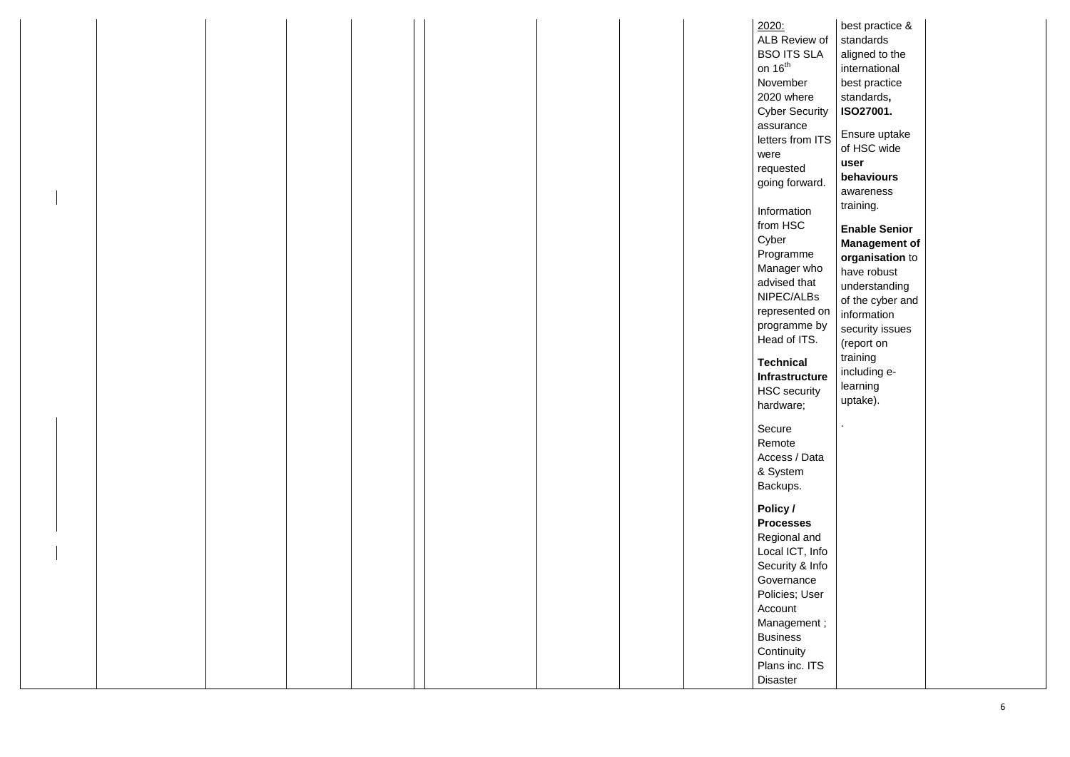| | | | | | | | | | | | | |
|---|---|---|---|---|---|---|---|---|---|---|---|---|
| | | | | | | | | | | 2020:<br>ALB Review of BSO ITS SLA on 16th November 2020 where Cyber Security assurance letters from ITS were requested going forward.<br><br>Information from HSC Cyber Programme Manager who advised that NIPEC/ALBs represented on programme by Head of ITS.<br><br>**Technical Infrastructure** HSC security hardware;<br><br>Secure Remote Access / Data & System Backups.<br><br>**Policy / Processes** Regional and Local ICT, Info Security & Info Governance Policies; User Account Management ; Business Continuity Plans inc. ITS Disaster | best practice & standards aligned to the international best practice standards**, ISO27001.**<br><br>Ensure uptake of HSC wide **user behaviours** awareness training.<br><br>**Enable Senior Management of organisation** to have robust understanding of the cyber and information security issues (report on training including e-learning uptake).<br><br>. | |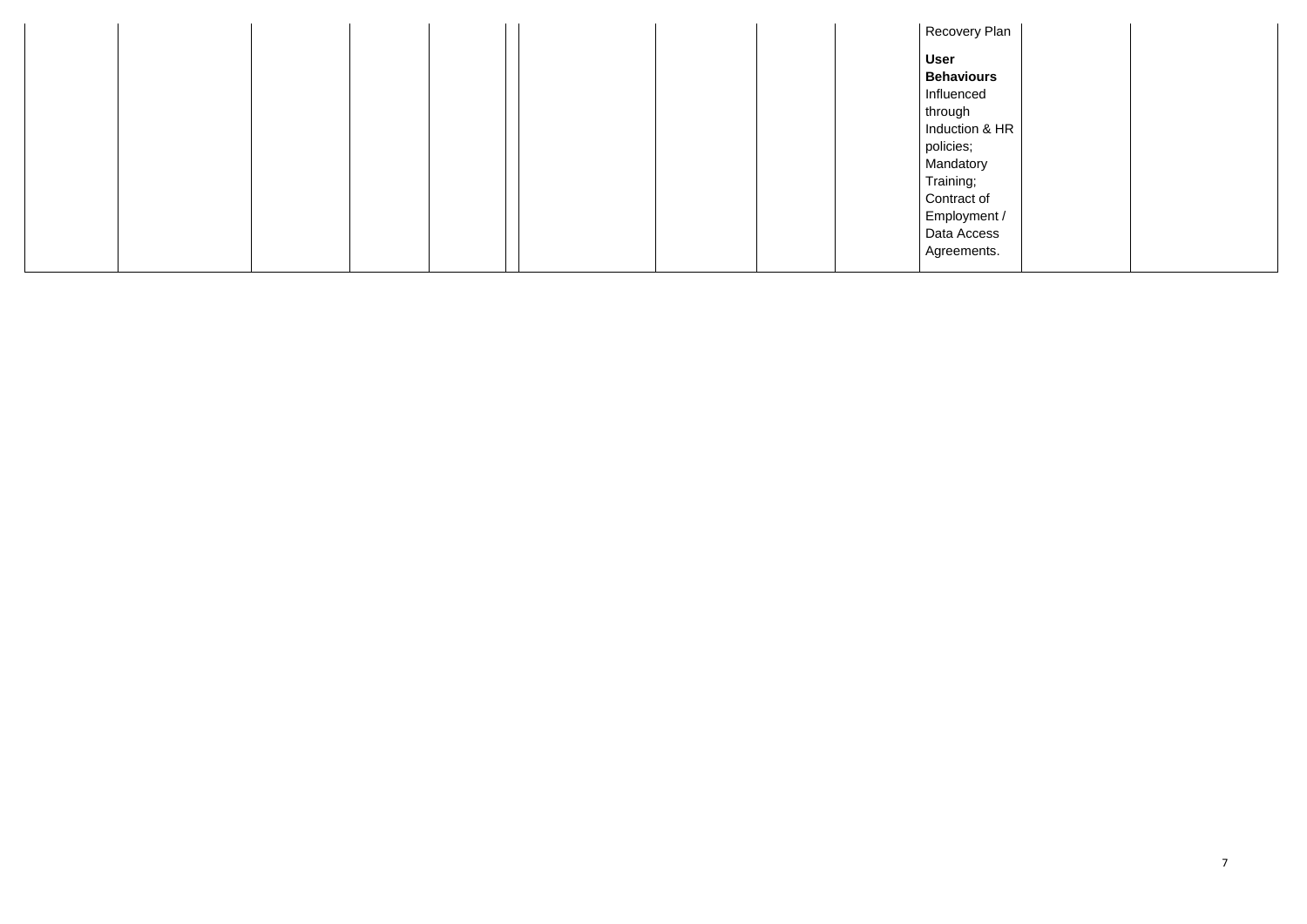| | | | | | | | | | | | |
|---|---|---|---|---|---|---|---|---|---|---|---|
| | | | | | | | | | Recovery Plan<br><br>**User Behaviours** Influenced through Induction & HR policies; Mandatory Training; Contract of Employment / Data Access Agreements. | | |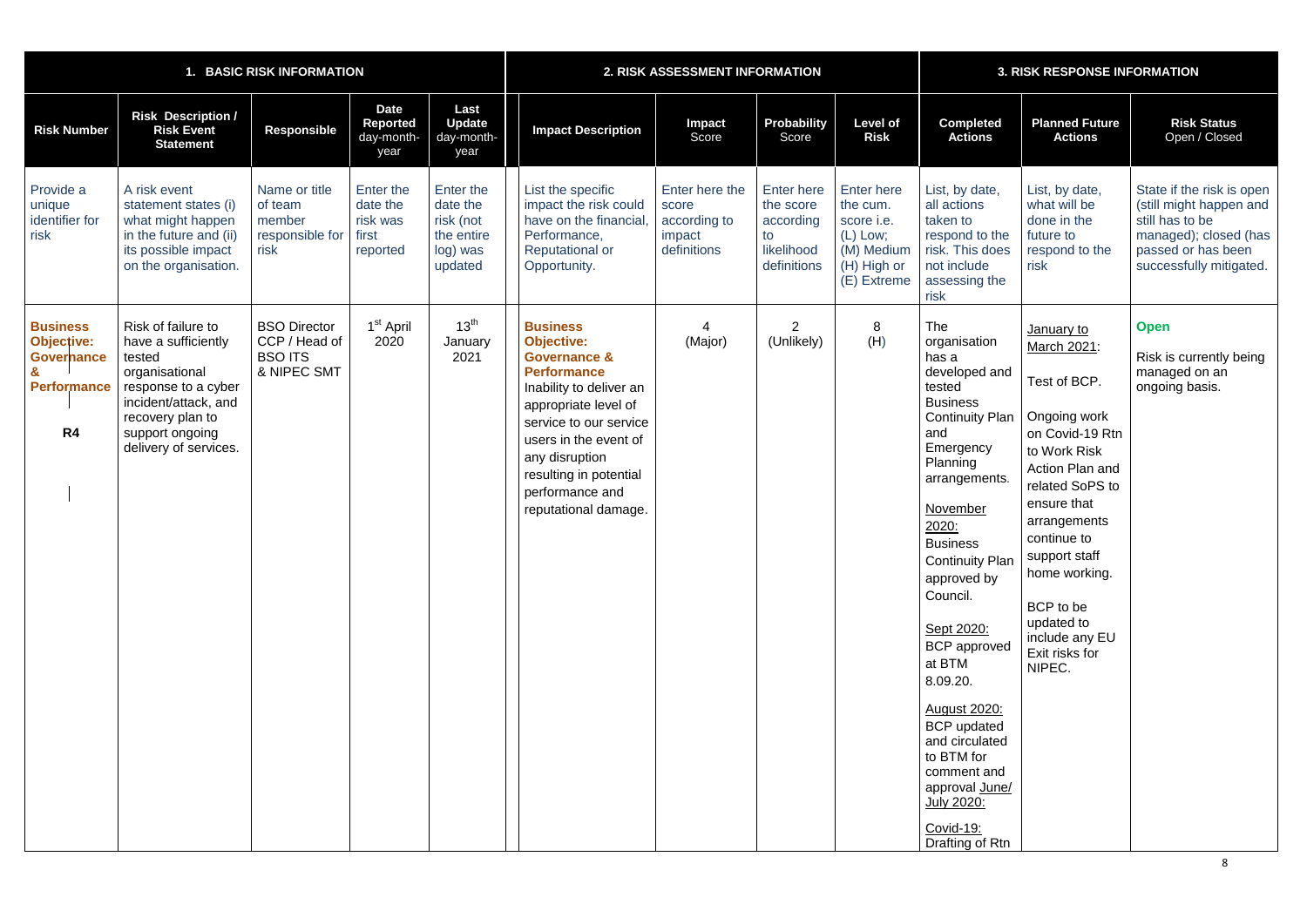| 1. BASIC RISK INFORMATION | | | | | 2. RISK ASSESSMENT INFORMATION | | | | 3. RISK RESPONSE INFORMATION | | |
|---|---|---|---|---|---|---|---|---|---|---|---|
| **Risk Number** | **Risk Description / Risk Event Statement** | **Responsible** | **Date Reported** day-month-year | **Last Update** day-month-year | **Impact Description** | **Impact** Score | **Probability** Score | **Level of Risk** | **Completed Actions** | **Planned Future Actions** | **Risk Status** Open / Closed |
| Provide a unique identifier for risk | A risk event statement states (i) what might happen in the future and (ii) its possible impact on the organisation. | Name or title of team member responsible for risk | Enter the date the risk was first reported | Enter the date the risk (not the entire log) was updated | List the specific impact the risk could have on the financial, Performance, Reputational or Opportunity. | Enter here the score according to impact definitions | Enter here the score according to likelihood definitions | Enter here the cum. score i.e. (L) Low; (M) Medium (H) High or (E) Extreme | List, by date, all actions taken to respond to the risk. This does not include assessing the risk | List, by date, what will be done in the future to respond to the risk | State if the risk is open (still might happen and still has to be managed); closed (has passed or has been successfully mitigated. |
| **Business Objective: Governance & Performance**<br><br>**R4** | Risk of failure to have a sufficiently tested organisational response to a cyber incident/attack, and recovery plan to support ongoing delivery of services. | BSO Director CCP / Head of BSO ITS & NIPEC SMT | 1st April 2020 | 13th January 2021 | **Business Objective: Governance & Performance** Inability to deliver an appropriate level of service to our service users in the event of any disruption resulting in potential performance and reputational damage. | 4 (Major) | 2 (Unlikely) | 8 (H) | The organisation has a developed and tested Business Continuity Plan and Emergency Planning arrangements.<br><br>November 2020: Business Continuity Plan approved by Council.<br><br>Sept 2020: BCP approved at BTM 8.09.20.<br><br>August 2020: BCP updated and circulated to BTM for comment and approval June/ July 2020:<br><br>Covid-19: Drafting of Rtn | January to March 2021:<br><br>Test of BCP.<br><br>Ongoing work on Covid-19 Rtn to Work Risk Action Plan and related SoPS to ensure that arrangements continue to support staff home working.<br><br>BCP to be updated to include any EU Exit risks for NIPEC. | **Open**<br><br>Risk is currently being managed on an ongoing basis. |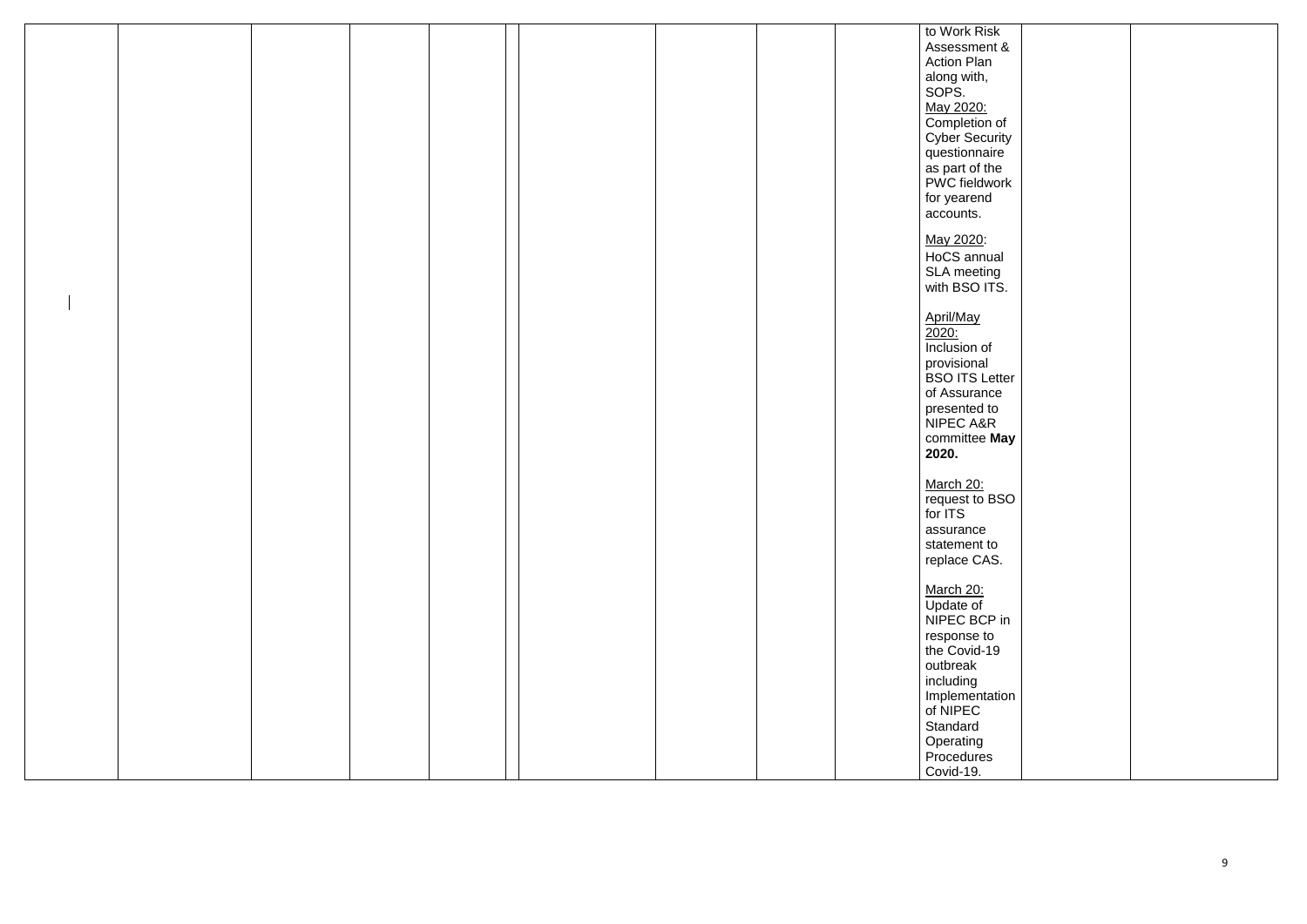| | | | | | | | | | | | | |
|---|---|---|---|---|---|---|---|---|---|---|---|---|
| | | | | | | | | | | to Work Risk Assessment & Action Plan along with, SOPS.<br><br>May 2020: Completion of Cyber Security questionnaire as part of the PWC fieldwork for yearend accounts.<br><br>May 2020: HoCS annual SLA meeting with BSO ITS.<br><br>April/May 2020: Inclusion of provisional BSO ITS Letter of Assurance presented to NIPEC A&R committee **May 2020.**<br><br>March 20: request to BSO for ITS assurance statement to replace CAS.<br><br>March 20: Update of NIPEC BCP in response to the Covid-19 outbreak including Implementation of NIPEC Standard Operating Procedures Covid-19. | | |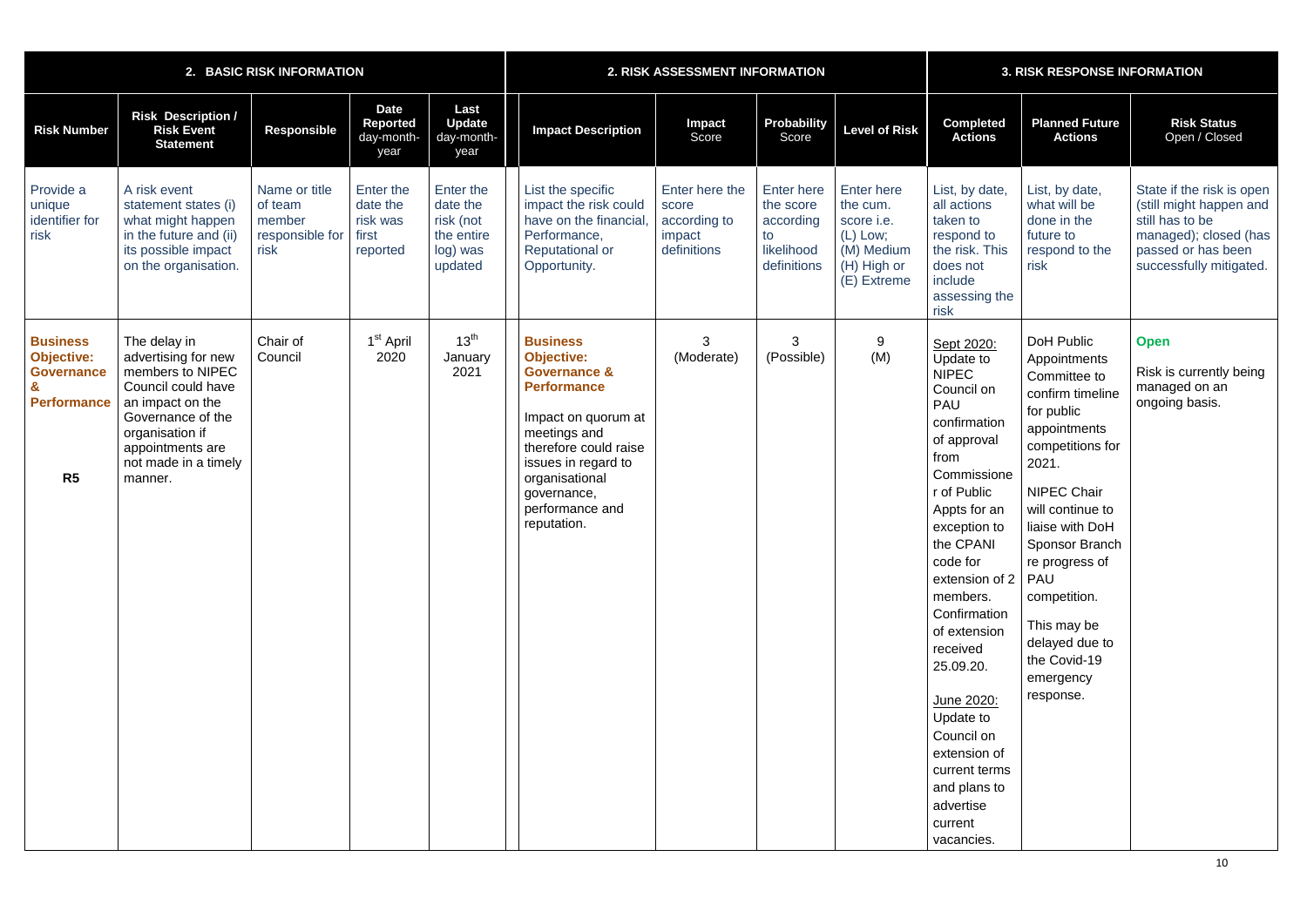| 2. BASIC RISK INFORMATION | | | | | 2. RISK ASSESSMENT INFORMATION | | | | 3. RISK RESPONSE INFORMATION | | |
|---|---|---|---|---|---|---|---|---|---|---|---|
| **Risk Number** | **Risk Description / Risk Event Statement** | **Responsible** | **Date Reported** day-month-year | **Last Update** day-month-year | **Impact Description** | **Impact** Score | **Probability** Score | **Level of Risk** | **Completed Actions** | **Planned Future Actions** | **Risk Status** Open / Closed |
| Provide a unique identifier for risk | A risk event statement states (i) what might happen in the future and (ii) its possible impact on the organisation. | Name or title of team member responsible for risk | Enter the date the risk was first reported | Enter the date the risk (not the entire log) was updated | List the specific impact the risk could have on the financial, Performance, Reputational or Opportunity. | Enter here the score according to impact definitions | Enter here the score according to likelihood definitions | Enter here the cum. score i.e. (L) Low; (M) Medium (H) High or (E) Extreme | List, by date, all actions taken to respond to the risk. This does not include assessing the risk | List, by date, what will be done in the future to respond to the risk | State if the risk is open (still might happen and still has to be managed); closed (has passed or has been successfully mitigated. |
| **Business Objective: Governance & Performance** <br><br> **R5** | The delay in advertising for new members to NIPEC Council could have an impact on the Governance of the organisation if appointments are not made in a timely manner. | Chair of Council | 1st April 2020 | 13th January 2021 | **Business Objective: Governance & Performance** <br><br> Impact on quorum at meetings and therefore could raise issues in regard to organisational governance, performance and reputation. | 3 (Moderate) | 3 (Possible) | 9 (M) | Sept 2020: Update to NIPEC Council on PAU confirmation of approval from Commissioner of Public Appts for an exception to the CPANI code for extension of 2 members. Confirmation of extension received 25.09.20. <br><br> June 2020: Update to Council on extension of current terms and plans to advertise current vacancies. | DoH Public Appointments Committee to confirm timeline for public appointments competitions for 2021. <br><br> NIPEC Chair will continue to liaise with DoH Sponsor Branch re progress of PAU competition. <br><br> This may be delayed due to the Covid-19 emergency response. | **Open** <br><br> Risk is currently being managed on an ongoing basis. |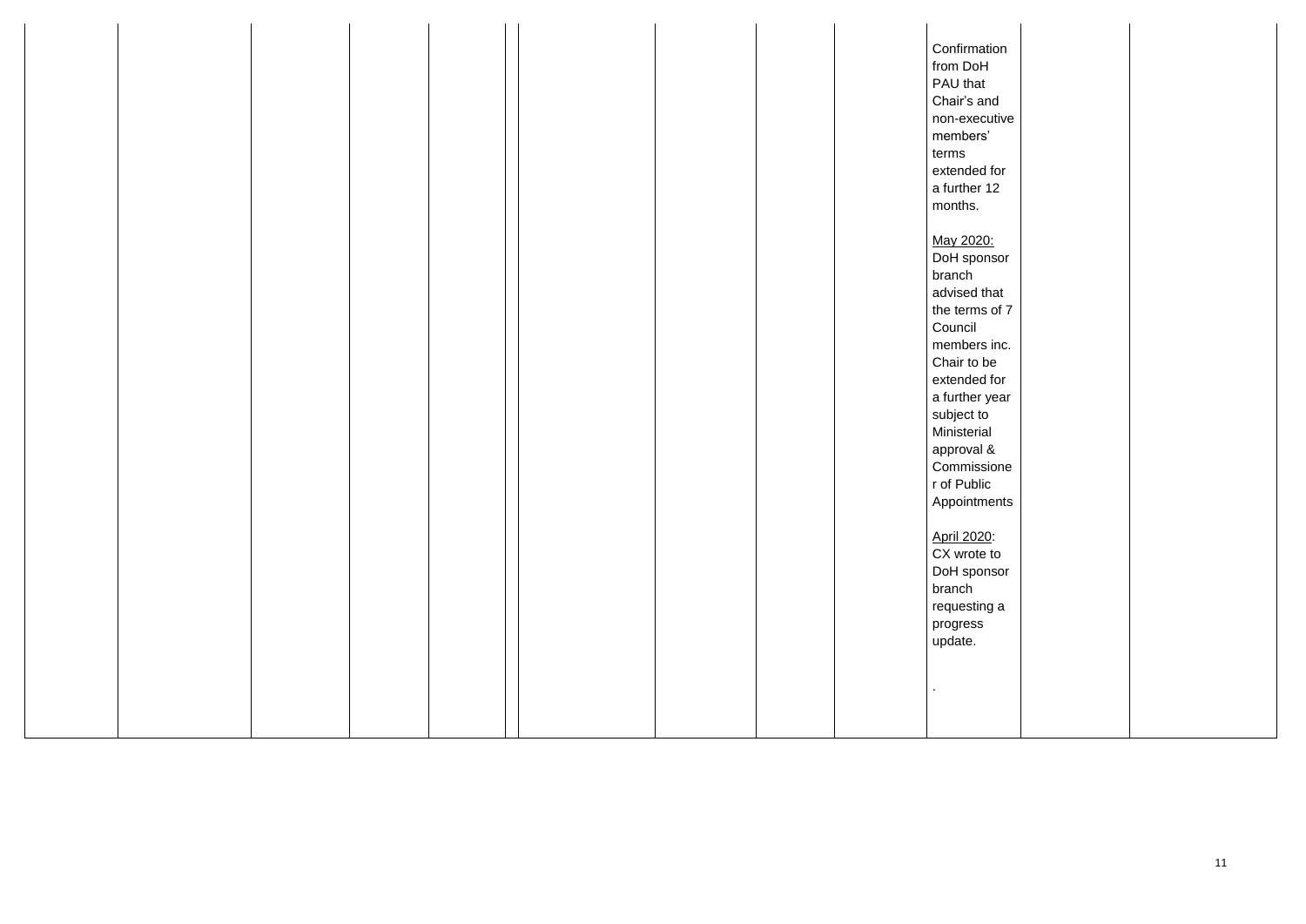| | | | | | | | | | | | | |
|---|---|---|---|---|---|---|---|---|---|---|---|---|
| | | | | | | | | | | Confirmation from DoH PAU that Chair's and non-executive members' terms extended for a further 12 months.<br><br>May 2020: DoH sponsor branch advised that the terms of 7 Council members inc. Chair to be extended for a further year subject to Ministerial approval & Commissioner of Public Appointments<br><br>April 2020: CX wrote to DoH sponsor branch requesting a progress update.<br><br>. | | |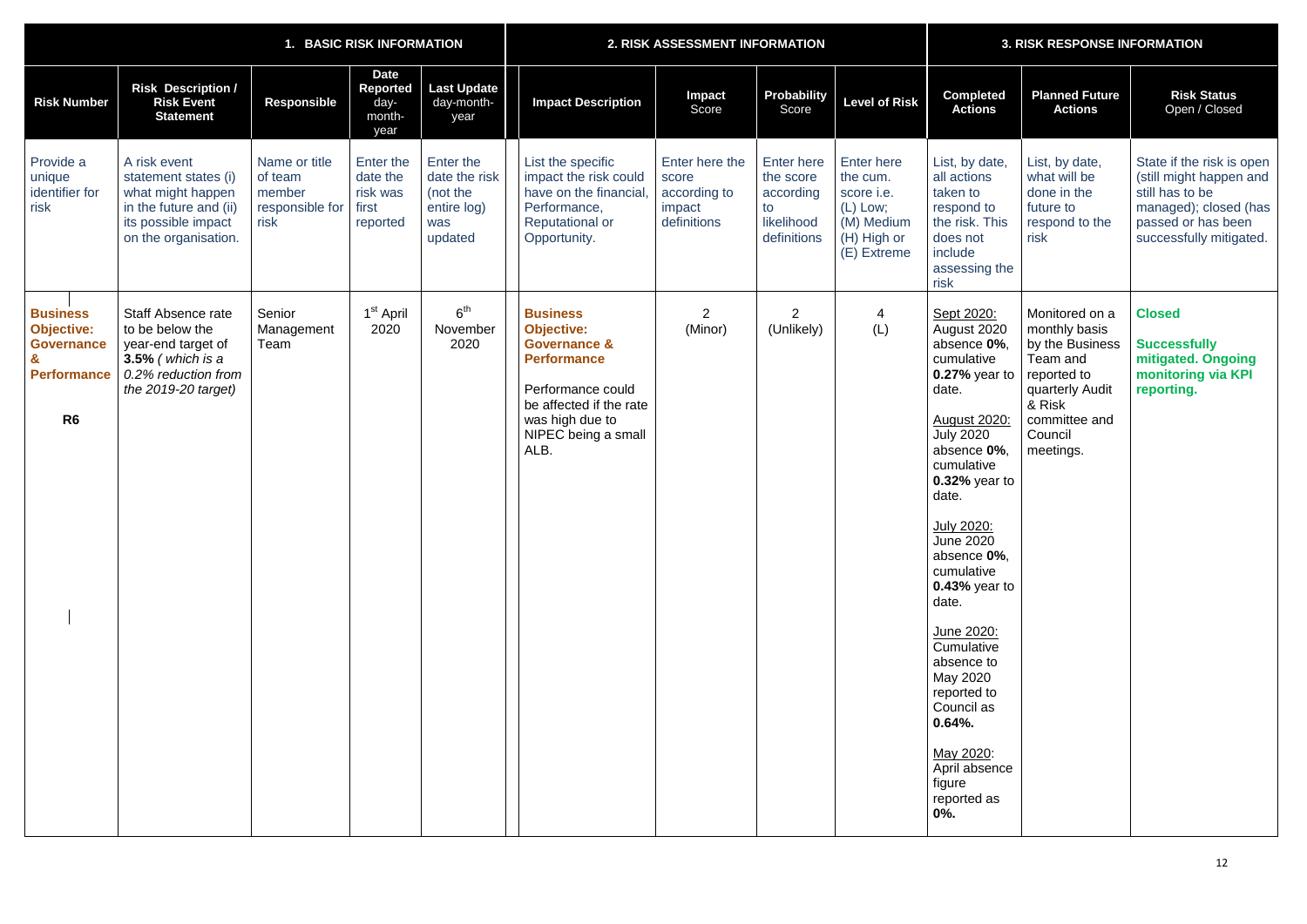| 1. BASIC RISK INFORMATION | | | | | 2. RISK ASSESSMENT INFORMATION | | | | 3. RISK RESPONSE INFORMATION | | |
|---|---|---|---|---|---|---|---|---|---|---|---|
| **Risk Number** | **Risk Description / Risk Event Statement** | **Responsible** | **Date Reported** day-month-year | **Last Update** day-month-year | **Impact Description** | **Impact** Score | **Probability** Score | **Level of Risk** | **Completed Actions** | **Planned Future Actions** | **Risk Status** Open / Closed |
| Provide a unique identifier for risk | A risk event statement states (i) what might happen in the future and (ii) its possible impact on the organisation. | Name or title of team member responsible for risk | Enter the date the risk was first reported | Enter the date the risk (not the entire log) was updated | List the specific impact the risk could have on the financial, Performance, Reputational or Opportunity. | Enter here the score according to impact definitions | Enter here the score according to likelihood definitions | Enter here the cum. score i.e. (L) Low; (M) Medium (H) High or (E) Extreme | List, by date, all actions taken to respond to the risk. This does not include assessing the risk | List, by date, what will be done in the future to respond to the risk | State if the risk is open (still might happen and still has to be managed); closed (has passed or has been successfully mitigated. |
| **Business Objective: Governance & Performance**<br><br>**R6** | Staff Absence rate to be below the year-end target of **3.5%** *( which is a 0.2% reduction from the 2019-20 target)* | Senior Management Team | 1st April 2020 | 6th November 2020 | **Business Objective: Governance & Performance**<br><br>Performance could be affected if the rate was high due to NIPEC being a small ALB. | 2 (Minor) | 2 (Unlikely) | 4 (L) | Sept 2020: August 2020 absence **0%**, cumulative **0.27%** year to date.<br><br>August 2020: July 2020 absence **0%**, cumulative **0.32%** year to date.<br><br>July 2020: June 2020 absence **0%**, cumulative **0.43%** year to date.<br><br>June 2020: Cumulative absence to May 2020 reported to Council as **0.64%.**<br><br>May 2020: April absence figure reported as **0%.** | Monitored on a monthly basis by the Business Team and reported to quarterly Audit & Risk committee and Council meetings. | **Closed**<br><br>**Successfully mitigated. Ongoing monitoring via KPI reporting.** |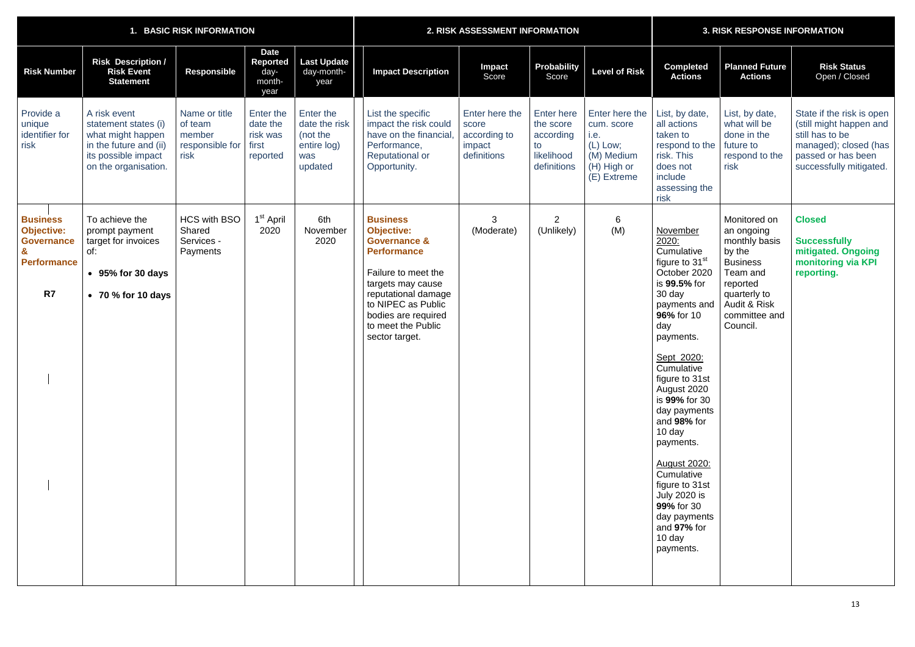| 1. BASIC RISK INFORMATION | | | | | 2. RISK ASSESSMENT INFORMATION | | | | 3. RISK RESPONSE INFORMATION | | |
|---|---|---|---|---|---|---|---|---|---|---|---|
| **Risk Number** | **Risk Description / Risk Event Statement** | **Responsible** | **Date Reported** day-month-year | **Last Update** day-month-year | **Impact Description** | **Impact** Score | **Probability** Score | **Level of Risk** | **Completed Actions** | **Planned Future Actions** | **Risk Status** Open / Closed |
| Provide a unique identifier for risk | A risk event statement states (i) what might happen in the future and (ii) its possible impact on the organisation. | Name or title of team member responsible for risk | Enter the date the risk was first reported | Enter the date the risk (not the entire log) was updated | List the specific impact the risk could have on the financial, Performance, Reputational or Opportunity. | Enter here the score according to impact definitions | Enter here the score according to likelihood definitions | Enter here the cum. score i.e. (L) Low; (M) Medium (H) High or (E) Extreme | List, by date, all actions taken to respond to the risk. This does not include assessing the risk | List, by date, what will be done in the future to respond to the risk | State if the risk is open (still might happen and still has to be managed); closed (has passed or has been successfully mitigated. |
| **Business Objective: Governance & Performance**<br><br>**R7** | To achieve the prompt payment target for invoices of:<br>• **95% for 30 days**<br>• **70 % for 10 days** | HCS with BSO Shared Services - Payments | 1st April 2020 | 6th November 2020 | **Business Objective: Governance & Performance**<br><br>Failure to meet the targets may cause reputational damage to NIPEC as Public bodies are required to meet the Public sector target. | 3 (Moderate) | 2 (Unlikely) | 6 (M) | November 2020: Cumulative figure to 31st October 2020 is **99.5%** for 30 day payments and **96%** for 10 day payments.<br><br>Sept 2020: Cumulative figure to 31st August 2020 is **99%** for 30 day payments and **98%** for 10 day payments.<br><br>August 2020: Cumulative figure to 31st July 2020 is **99%** for 30 day payments and **97%** for 10 day payments. | Monitored on an ongoing monthly basis by the Business Team and reported quarterly to Audit & Risk committee and Council. | **Closed**<br><br>**Successfully mitigated. Ongoing monitoring via KPI reporting.** |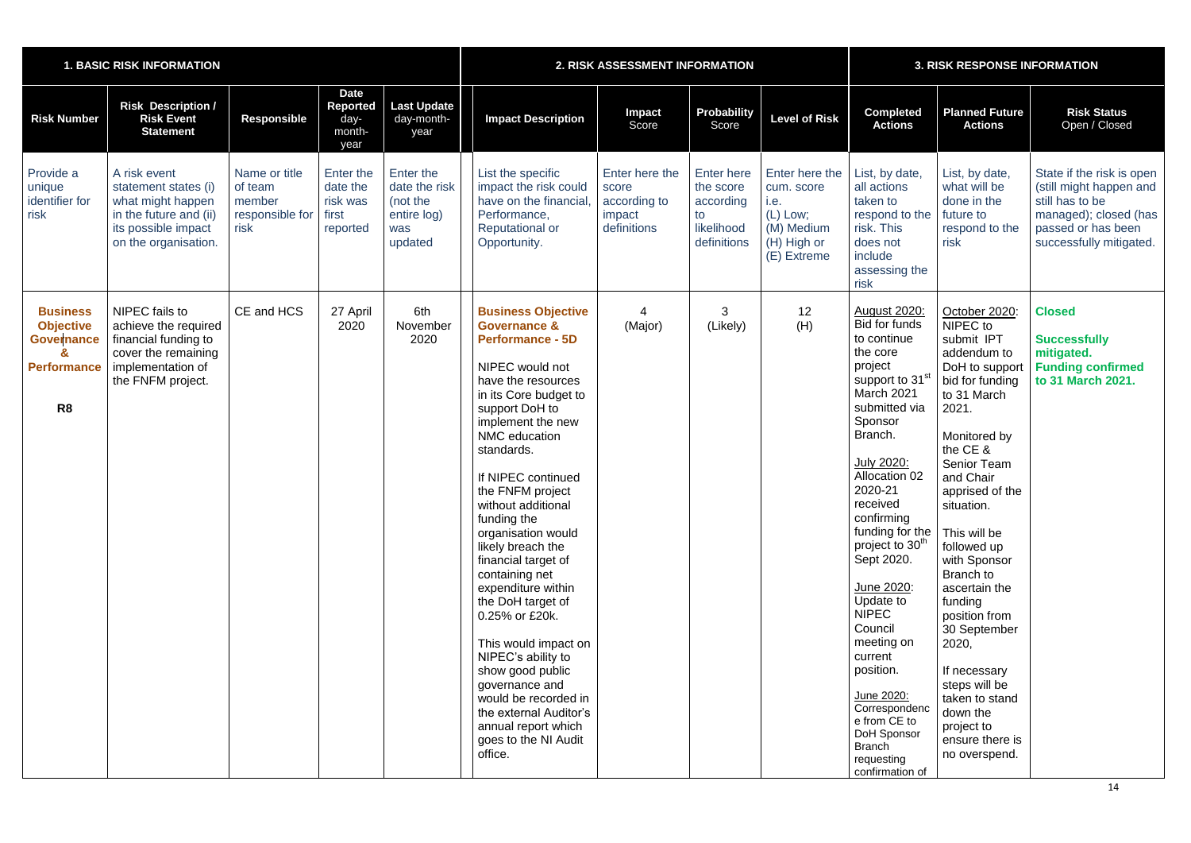| 1. BASIC RISK INFORMATION | | | | | 2. RISK ASSESSMENT INFORMATION | | | | 3. RISK RESPONSE INFORMATION | | |
|---|---|---|---|---|---|---|---|---|---|---|---|
| **Risk Number** | **Risk Description / Risk Event Statement** | **Responsible** | **Date Reported** day-month-year | **Last Update** day-month-year | **Impact Description** | **Impact** Score | **Probability** Score | **Level of Risk** | **Completed Actions** | **Planned Future Actions** | **Risk Status** Open / Closed |
| Provide a unique identifier for risk | A risk event statement states (i) what might happen in the future and (ii) its possible impact on the organisation. | Name or title of team member responsible for risk | Enter the date the risk was first reported | Enter the date the risk (not the entire log) was updated | List the specific impact the risk could have on the financial, Performance, Reputational or Opportunity. | Enter here the score according to impact definitions | Enter here the score according to likelihood definitions | Enter here the cum. score i.e. (L) Low; (M) Medium (H) High or (E) Extreme | List, by date, all actions taken to respond to the risk. This does not include assessing the risk | List, by date, what will be done in the future to respond to the risk | State if the risk is open (still might happen and still has to be managed); closed (has passed or has been successfully mitigated. |
| **Business Objective Governance & Performance** <br><br> **R8** | NIPEC fails to achieve the required financial funding to cover the remaining implementation of the FNFM project. | CE and HCS | 27 April 2020 | 6th November 2020 | **Business Objective Governance & Performance - 5D** <br><br> NIPEC would not have the resources in its Core budget to support DoH to implement the new NMC education standards. <br><br> If NIPEC continued the FNFM project without additional funding the organisation would likely breach the financial target of containing net expenditure within the DoH target of 0.25% or £20k. <br><br> This would impact on NIPEC's ability to show good public governance and would be recorded in the external Auditor's annual report which goes to the NI Audit office. | 4 (Major) | 3 (Likely) | 12 (H) | August 2020: Bid for funds to continue the core project support to 31st March 2021 submitted via Sponsor Branch. <br><br> July 2020: Allocation 02 2020-21 received confirming funding for the project to 30th Sept 2020. <br><br> June 2020: Update to NIPEC Council meeting on current position. <br><br> June 2020: Correspondence from CE to DoH Sponsor Branch requesting confirmation of | October 2020: NIPEC to submit IPT addendum to DoH to support bid for funding to 31 March 2021. <br><br> Monitored by the CE & Senior Team and Chair apprised of the situation. <br><br> This will be followed up with Sponsor Branch to ascertain the funding position from 30 September 2020, <br><br> If necessary steps will be taken to stand down the project to ensure there is no overspend. | **Closed** <br><br> **Successfully mitigated. Funding confirmed to 31 March 2021.** |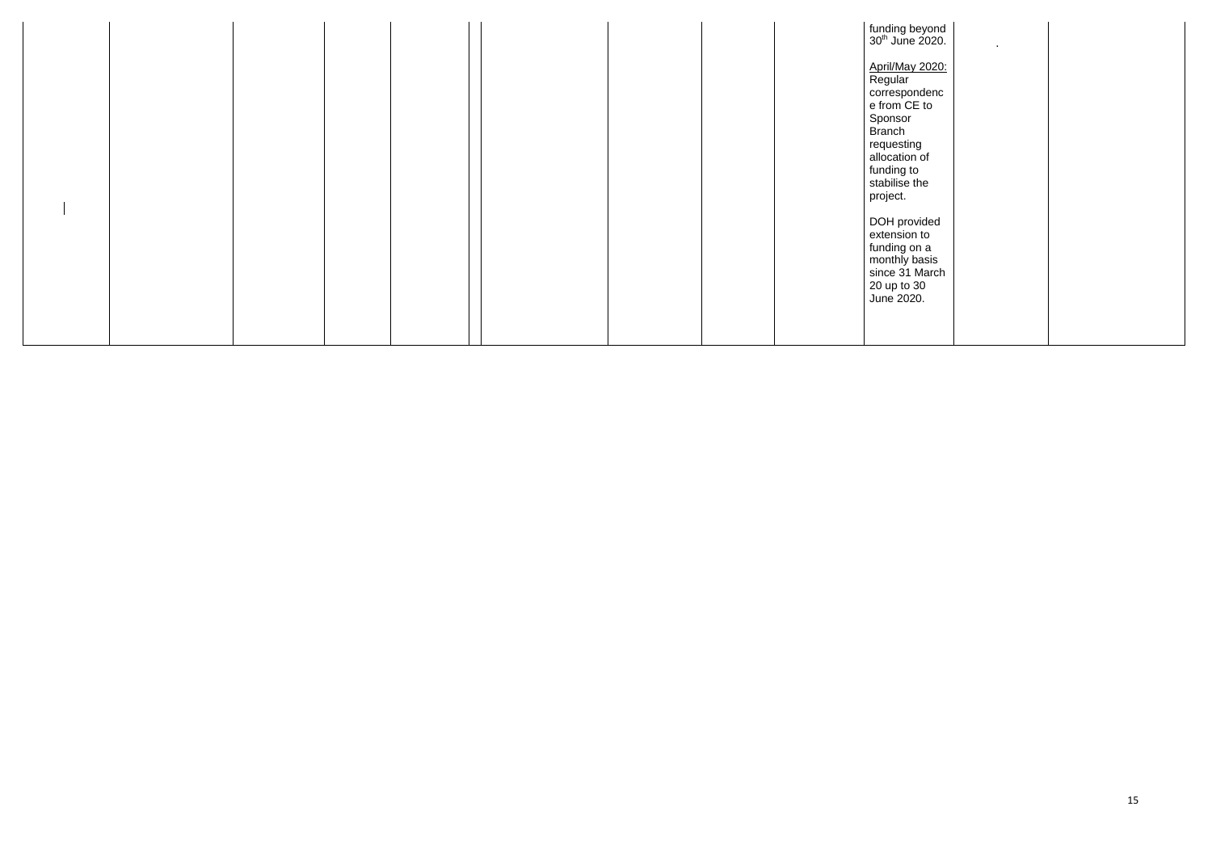| | | | | | | | | | | | |
|---|---|---|---|---|---|---|---|---|---|---|---|
| | | | | | | | | | funding beyond 30th June 2020.<br><br><u>April/May 2020:</u> Regular correspondence from CE to Sponsor Branch requesting allocation of funding to stabilise the project.<br><br>DOH provided extension to funding on a monthly basis since 31 March 20 up to 30 June 2020. | . | |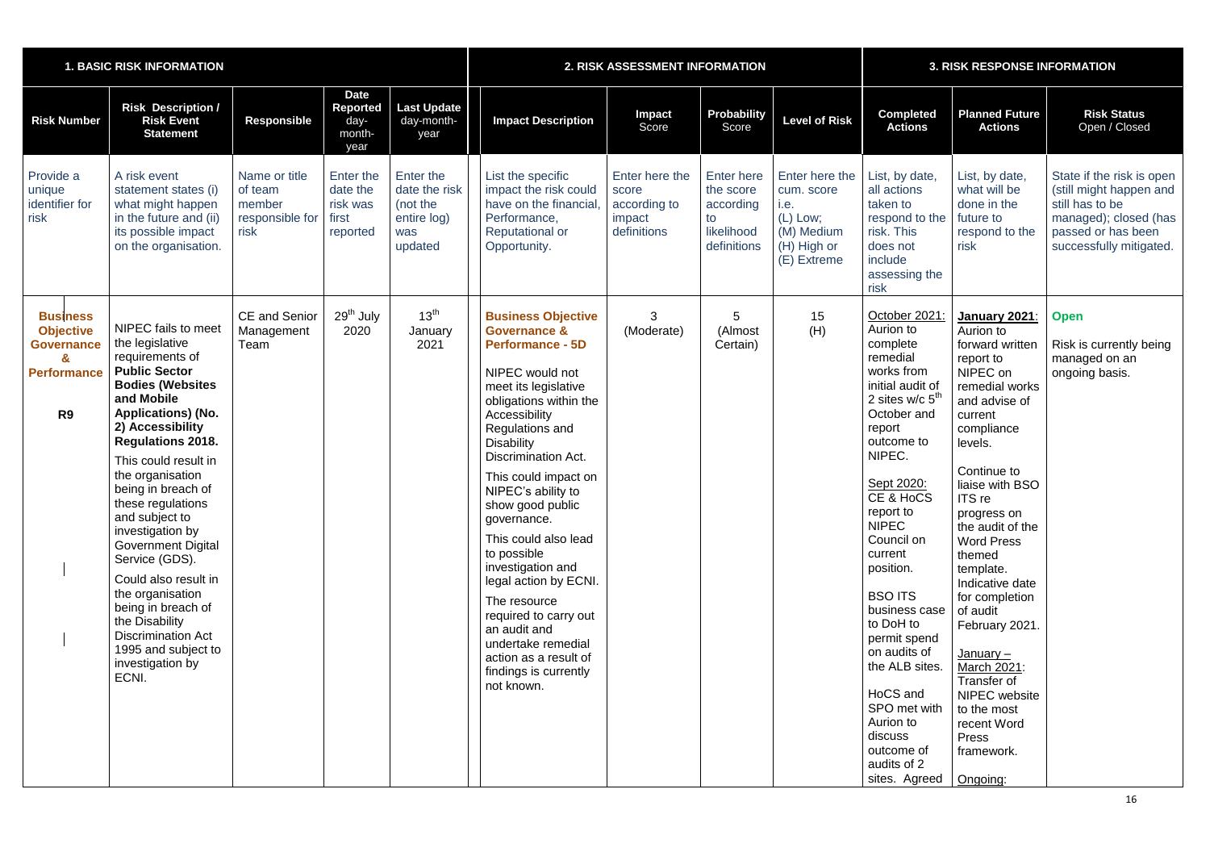| 1. BASIC RISK INFORMATION | | | | | 2. RISK ASSESSMENT INFORMATION | | | | 3. RISK RESPONSE INFORMATION | | |
|---|---|---|---|---|---|---|---|---|---|---|---|
| **Risk Number** | **Risk Description / Risk Event Statement** | **Responsible** | **Date Reported** day-month-year | **Last Update** day-month-year | **Impact Description** | **Impact** Score | **Probability** Score | **Level of Risk** | **Completed Actions** | **Planned Future Actions** | **Risk Status** Open / Closed |
| Provide a unique identifier for risk | A risk event statement states (i) what might happen in the future and (ii) its possible impact on the organisation. | Name or title of team member responsible for risk | Enter the date the risk was first reported | Enter the date the risk was updated (not the entire log) | List the specific impact the risk could have on the financial, Performance, Reputational or Opportunity. | Enter here the score according to impact definitions | Enter here the score according to likelihood definitions | Enter here the cum. score i.e. (L) Low; (M) Medium (H) High or (E) Extreme | List, by date, all actions taken to respond to the risk. This does not include assessing the risk | List, by date, what will be done in the future to respond to the risk | State if the risk is open (still might happen and still has to be managed); closed (has passed or has been successfully mitigated. |
| **Business Objective Governance & Performance**<br><br>**R9** | NIPEC fails to meet the legislative requirements of **Public Sector Bodies (Websites and Mobile Applications) (No. 2) Accessibility Regulations 2018.**<br><br>This could result in the organisation being in breach of these regulations and subject to investigation by Government Digital Service (GDS).<br><br>Could also result in the organisation being in breach of the Disability Discrimination Act 1995 and subject to investigation by ECNI. | CE and Senior Management Team | 29th July 2020 | 13th January 2021 | **Business Objective Governance & Performance - 5D**<br><br>NIPEC would not meet its legislative obligations within the Accessibility Regulations and Disability Discrimination Act.<br><br>This could impact on NIPEC's ability to show good public governance.<br><br>This could also lead to possible investigation and legal action by ECNI.<br><br>The resource required to carry out an audit and undertake remedial action as a result of findings is currently not known. | 3 (Moderate) | 5 (Almost Certain) | 15 (H) | October 2021: Aurion to complete remedial works from initial audit of 2 sites w/c 5th October and report outcome to NIPEC.<br><br>Sept 2020: CE & HoCS report to NIPEC Council on current position.<br><br>BSO ITS business case to DoH to permit spend on audits of the ALB sites.<br><br>HoCS and SPO met with Aurion to discuss outcome of audits of 2 sites. Agreed | **January 2021**: Aurion to forward written report to NIPEC on remedial works and advise of current compliance levels.<br><br>Continue to liaise with BSO ITS re progress on the audit of the Word Press themed template. Indicative date for completion of audit February 2021.<br><br>January – March 2021: Transfer of NIPEC website to the most recent Word Press framework.<br><br>Ongoing: | **Open**<br><br>Risk is currently being managed on an ongoing basis. |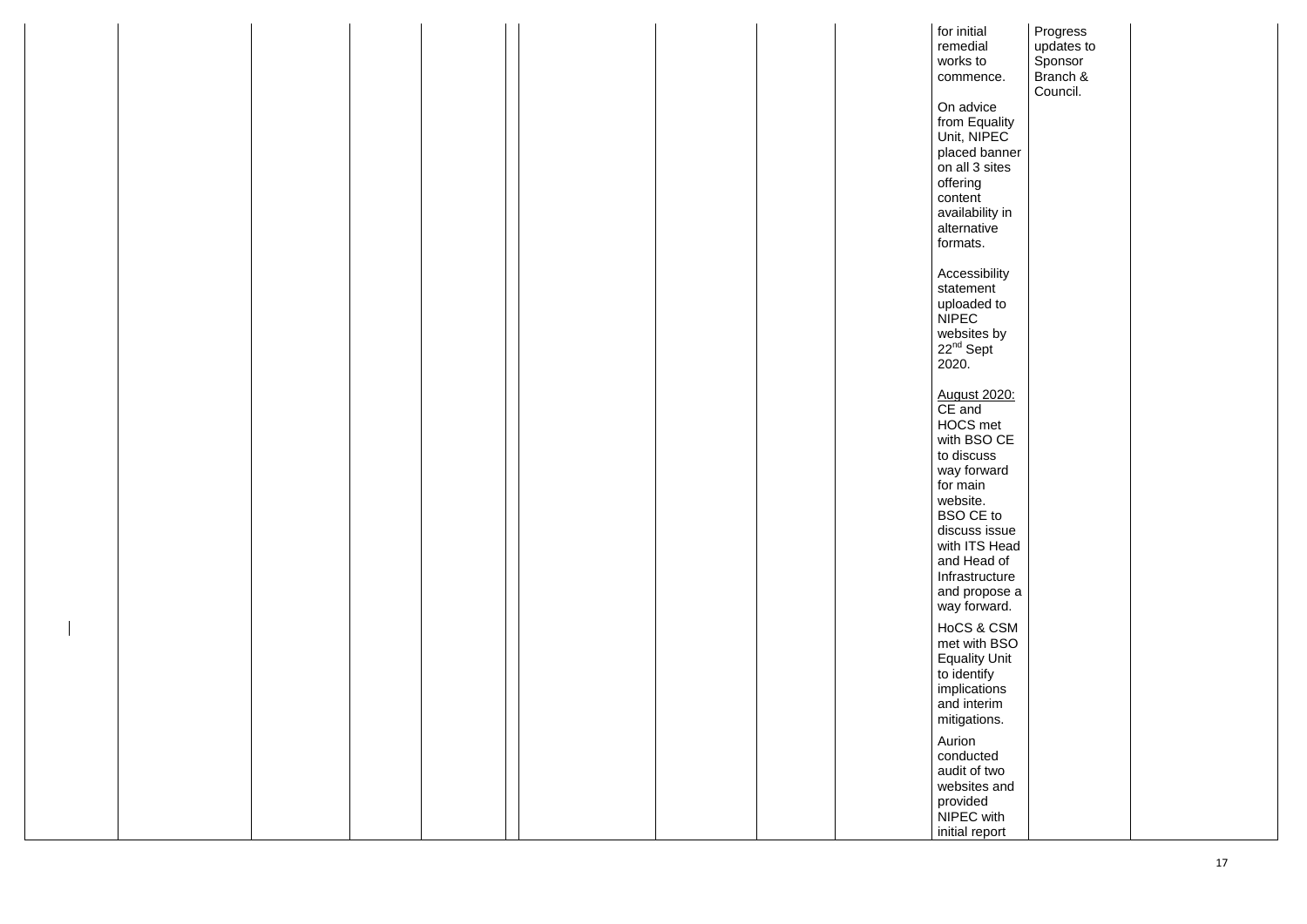| | | | | | | | | | | | | |
|---|---|---|---|---|---|---|---|---|---|---|---|---|
| | | | | | | | | | | for initial remedial works to commence.<br><br>On advice from Equality Unit, NIPEC placed banner on all 3 sites offering content availability in alternative formats.<br><br>Accessibility statement uploaded to NIPEC websites by 22nd Sept 2020.<br><br><u>August 2020:</u> CE and HOCS met with BSO CE to discuss way forward for main website. BSO CE to discuss issue with ITS Head and Head of Infrastructure and propose a way forward.<br><br>HoCS & CSM met with BSO Equality Unit to identify implications and interim mitigations.<br><br>Aurion conducted audit of two websites and provided NIPEC with initial report | Progress updates to Sponsor Branch & Council. | |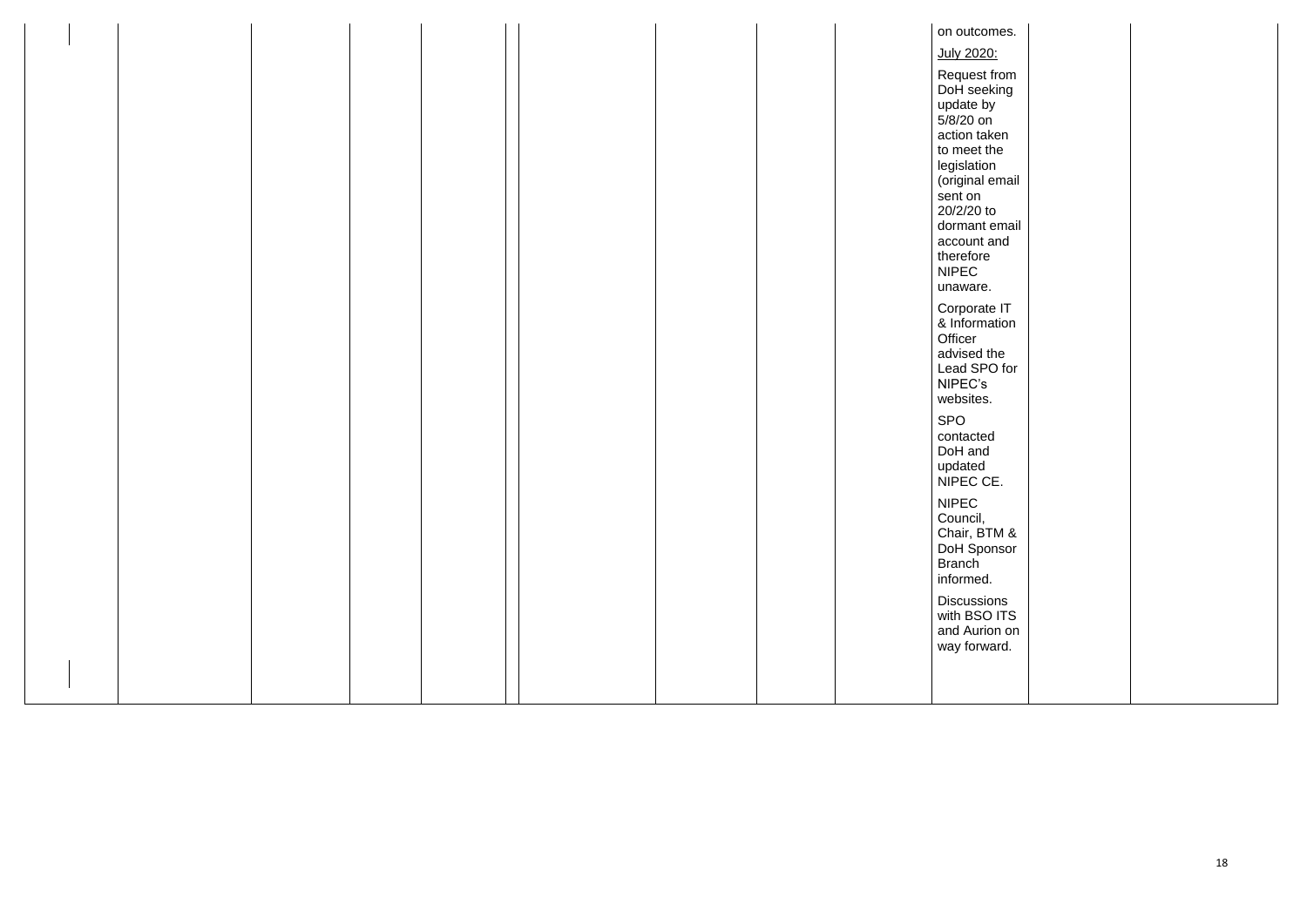| | | | | | | | | | | | |
|---|---|---|---|---|---|---|---|---|---|---|---|
| | | | | | | | | | on outcomes.<br><br>July 2020:<br><br>Request from DoH seeking update by 5/8/20 on action taken to meet the legislation (original email sent on 20/2/20 to dormant email account and therefore NIPEC unaware.<br><br>Corporate IT & Information Officer advised the Lead SPO for NIPEC's websites.<br><br>SPO contacted DoH and updated NIPEC CE.<br><br>NIPEC Council, Chair, BTM & DoH Sponsor Branch informed.<br><br>Discussions with BSO ITS and Aurion on way forward. | | |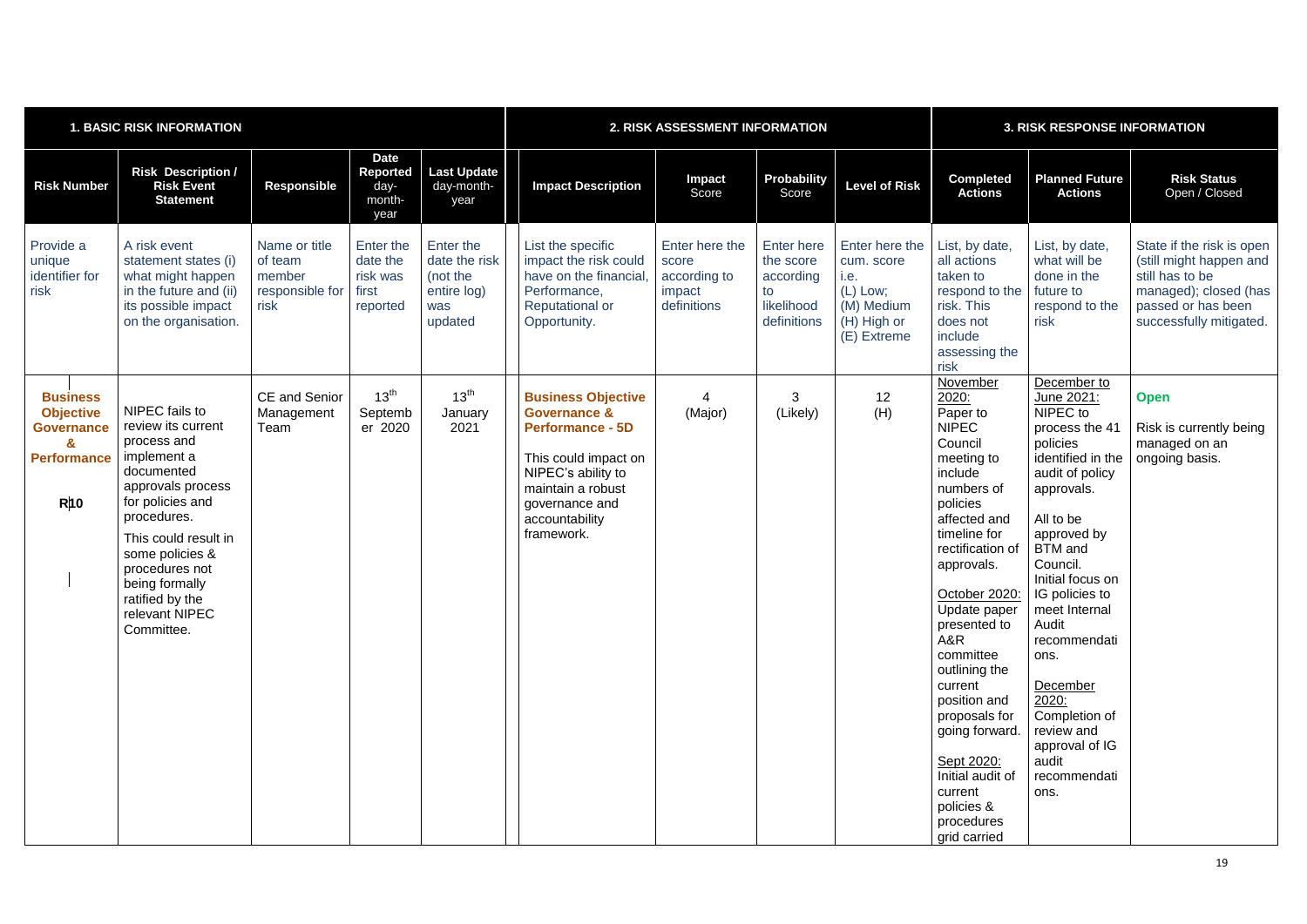| 1. BASIC RISK INFORMATION | | | | | 2. RISK ASSESSMENT INFORMATION | | | | 3. RISK RESPONSE INFORMATION | | |
|---|---|---|---|---|---|---|---|---|---|---|---|
| **Risk Number** | **Risk Description / Risk Event Statement** | **Responsible** | **Date Reported** day-month-year | **Last Update** day-month-year | **Impact Description** | **Impact** Score | **Probability** Score | **Level of Risk** | **Completed Actions** | **Planned Future Actions** | **Risk Status** Open / Closed |
| Provide a unique identifier for risk | A risk event statement states (i) what might happen in the future and (ii) its possible impact on the organisation. | Name or title of team member responsible for risk | Enter the date the risk was first reported | Enter the date the risk (not the entire log) was updated | List the specific impact the risk could have on the financial, Performance, Reputational or Opportunity. | Enter here the score according to impact definitions | Enter here the score according to likelihood definitions | Enter here the cum. score i.e. (L) Low; (M) Medium (H) High or (E) Extreme | List, by date, all actions taken to respond to the risk. This does not include assessing the risk | List, by date, what will be done in the future to respond to the risk | State if the risk is open (still might happen and still has to be managed); closed (has passed or has been successfully mitigated. |
| **Business Objective Governance & Performance** **R10** | NIPEC fails to review its current process and implement a documented approvals process for policies and procedures. This could result in some policies & procedures not being formally ratified by the relevant NIPEC Committee. | CE and Senior Management Team | 13th September 2020 | 13th January 2021 | **Business Objective Governance & Performance - 5D** This could impact on NIPEC's ability to maintain a robust governance and accountability framework. | 4 (Major) | 3 (Likely) | 12 (H) | November 2020: Paper to NIPEC Council meeting to include numbers of policies affected and timeline for rectification of approvals. October 2020: Update paper presented to A&R committee outlining the current position and proposals for going forward. Sept 2020: Initial audit of current policies & procedures grid carried | December to June 2021: NIPEC to process the 41 policies identified in the audit of policy approvals. All to be approved by BTM and Council. Initial focus on IG policies to meet Internal Audit recommendations. December 2020: Completion of review and approval of IG audit recommendations. | **Open** Risk is currently being managed on an ongoing basis. |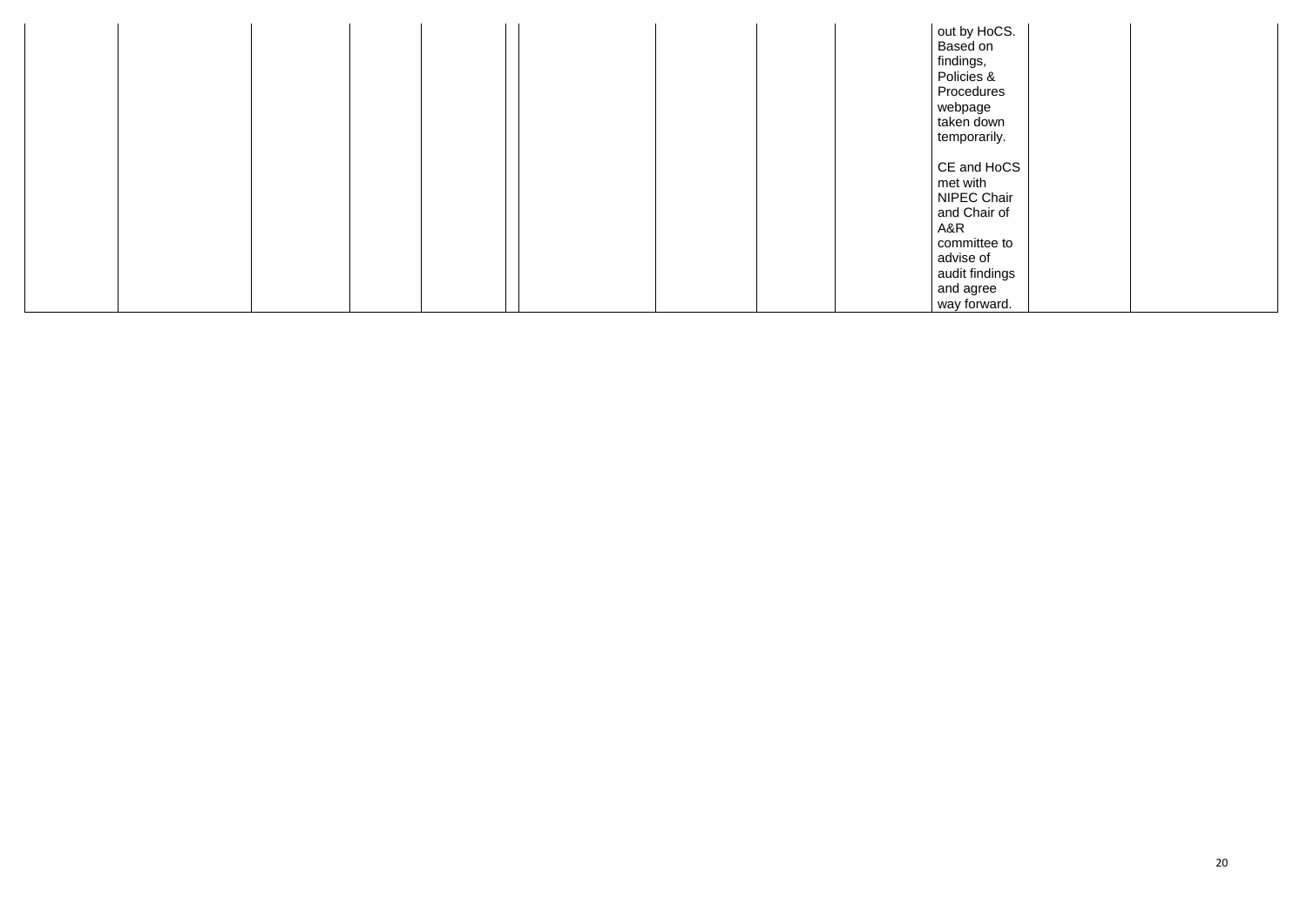| | | | | | | | | | | | | |
|---|---|---|---|---|---|---|---|---|---|---|---|---|
| | | | | | | | | | | out by HoCS. Based on findings, Policies & Procedures webpage taken down temporarily.<br><br>CE and HoCS met with NIPEC Chair and Chair of A&R committee to advise of audit findings and agree way forward. | | |